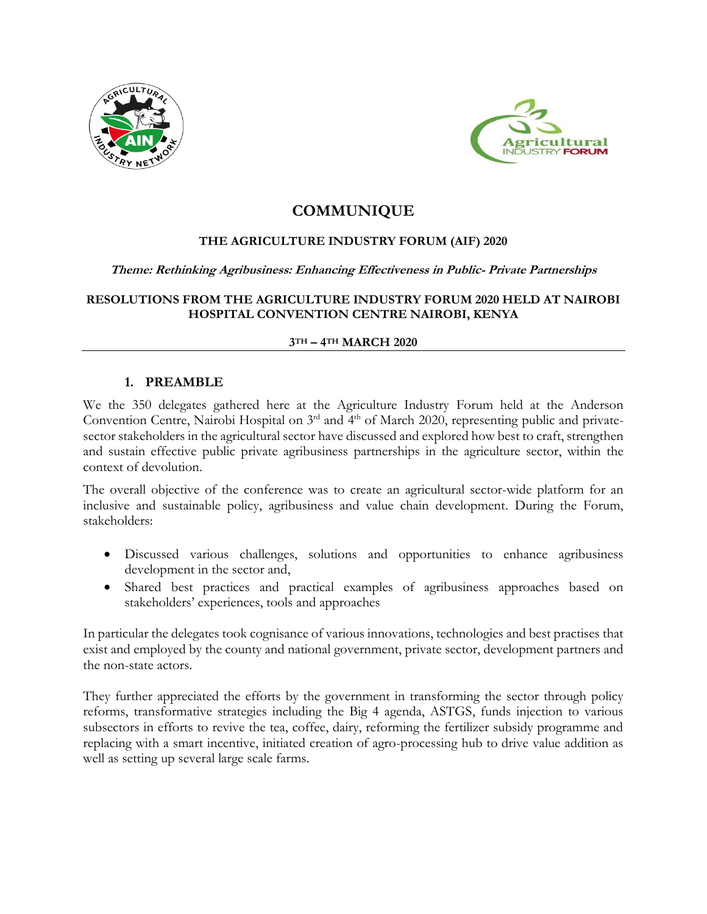# COMMUNIQUE

### THE AGRICULTURE INDUSTRY FORUM (AIF) 2020

***Theme: Rethinking Agribusiness: Enhancing Effectiveness in Public- Private Partnerships***

### RESOLUTIONS FROM THE AGRICULTURE INDUSTRY FORUM 2020 HELD AT NAIROBI HOSPITAL CONVENTION CENTRE NAIROBI, KENYA

**3TH – 4TH MARCH 2020**

---

## 1. PREAMBLE

We the 350 delegates gathered here at the Agriculture Industry Forum held at the Anderson Convention Centre, Nairobi Hospital on 3rd and 4th of March 2020, representing public and private-sector stakeholders in the agricultural sector have discussed and explored how best to craft, strengthen and sustain effective public private agribusiness partnerships in the agriculture sector, within the context of devolution.

The overall objective of the conference was to create an agricultural sector-wide platform for an inclusive and sustainable policy, agribusiness and value chain development. During the Forum, stakeholders:

- Discussed various challenges, solutions and opportunities to enhance agribusiness development in the sector and,
- Shared best practices and practical examples of agribusiness approaches based on stakeholders' experiences, tools and approaches

In particular the delegates took cognisance of various innovations, technologies and best practises that exist and employed by the county and national government, private sector, development partners and the non-state actors.

They further appreciated the efforts by the government in transforming the sector through policy reforms, transformative strategies including the Big 4 agenda, ASTGS, funds injection to various subsectors in efforts to revive the tea, coffee, dairy, reforming the fertilizer subsidy programme and replacing with a smart incentive, initiated creation of agro-processing hub to drive value addition as well as setting up several large scale farms.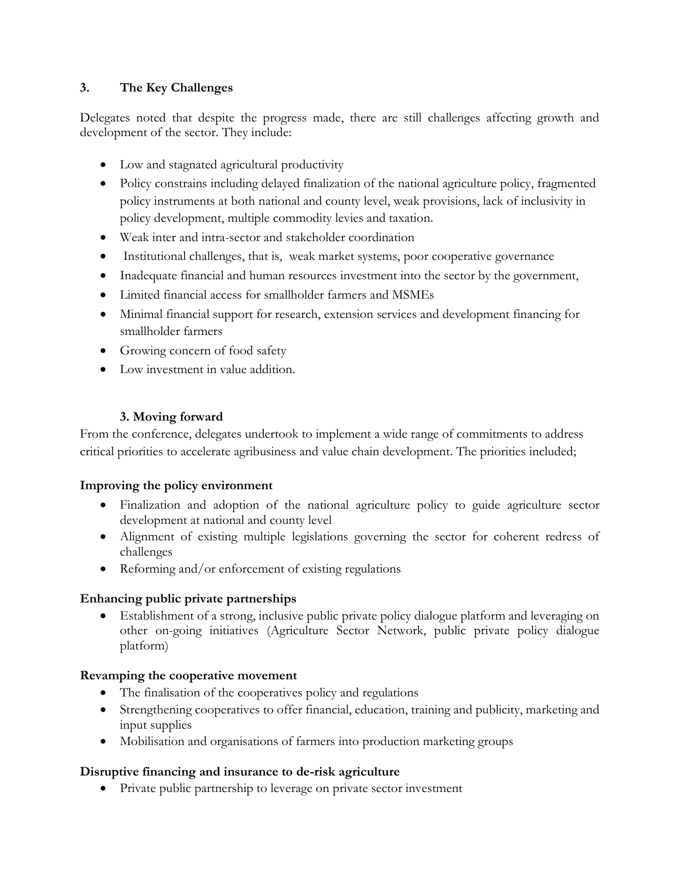## 3. The Key Challenges

Delegates noted that despite the progress made, there are still challenges affecting growth and development of the sector. They include:

- Low and stagnated agricultural productivity
- Policy constrains including delayed finalization of the national agriculture policy, fragmented policy instruments at both national and county level, weak provisions, lack of inclusivity in policy development, multiple commodity levies and taxation.
- Weak inter and intra-sector and stakeholder coordination
- Institutional challenges, that is, weak market systems, poor cooperative governance
- Inadequate financial and human resources investment into the sector by the government,
- Limited financial access for smallholder farmers and MSMEs
- Minimal financial support for research, extension services and development financing for smallholder farmers
- Growing concern of food safety
- Low investment in value addition.

## 3. Moving forward

From the conference, delegates undertook to implement a wide range of commitments to address critical priorities to accelerate agribusiness and value chain development. The priorities included;

**Improving the policy environment**

- Finalization and adoption of the national agriculture policy to guide agriculture sector development at national and county level
- Alignment of existing multiple legislations governing the sector for coherent redress of challenges
- Reforming and/or enforcement of existing regulations

**Enhancing public private partnerships**

- Establishment of a strong, inclusive public private policy dialogue platform and leveraging on other on-going initiatives (Agriculture Sector Network, public private policy dialogue platform)

**Revamping the cooperative movement**

- The finalisation of the cooperatives policy and regulations
- Strengthening cooperatives to offer financial, education, training and publicity, marketing and input supplies
- Mobilisation and organisations of farmers into production marketing groups

**Disruptive financing and insurance to de-risk agriculture**

- Private public partnership to leverage on private sector investment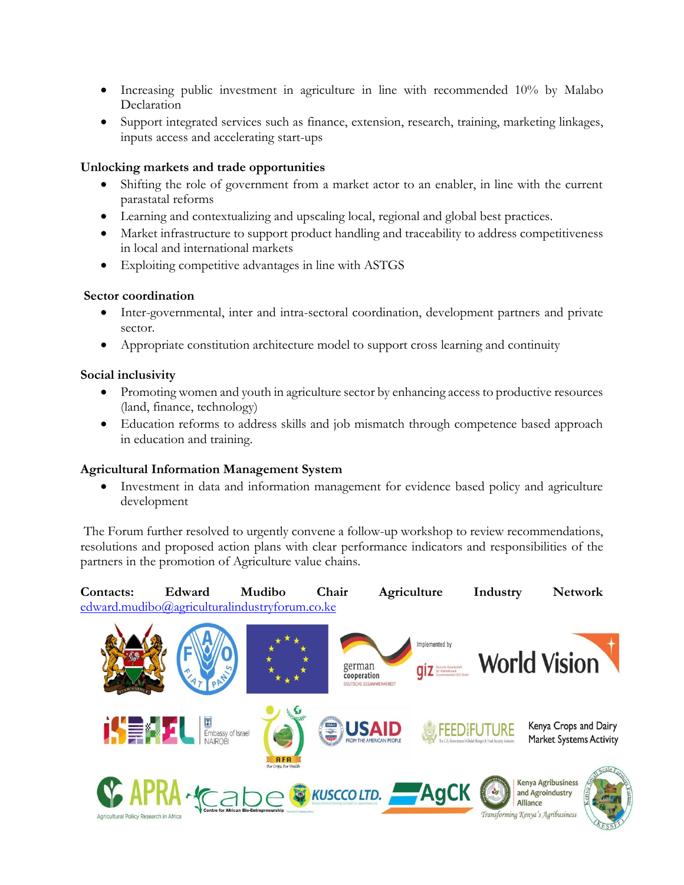- Increasing public investment in agriculture in line with recommended 10% by Malabo Declaration
- Support integrated services such as finance, extension, research, training, marketing linkages, inputs access and accelerating start-ups

**Unlocking markets and trade opportunities**

- Shifting the role of government from a market actor to an enabler, in line with the current parastatal reforms
- Learning and contextualizing and upscaling local, regional and global best practices.
- Market infrastructure to support product handling and traceability to address competitiveness in local and international markets
- Exploiting competitive advantages in line with ASTGS

**Sector coordination**

- Inter-governmental, inter and intra-sectoral coordination, development partners and private sector.
- Appropriate constitution architecture model to support cross learning and continuity

**Social inclusivity**

- Promoting women and youth in agriculture sector by enhancing access to productive resources (land, finance, technology)
- Education reforms to address skills and job mismatch through competence based approach in education and training.

**Agricultural Information Management System**

- Investment in data and information management for evidence based policy and agriculture development

The Forum further resolved to urgently convene a follow-up workshop to review recommendations, resolutions and proposed action plans with clear performance indicators and responsibilities of the partners in the promotion of Agriculture value chains.

**Contacts: Edward Mudibo Chair Agriculture Industry Network**
edward.mudibo@agriculturalindustryforum.co.ke